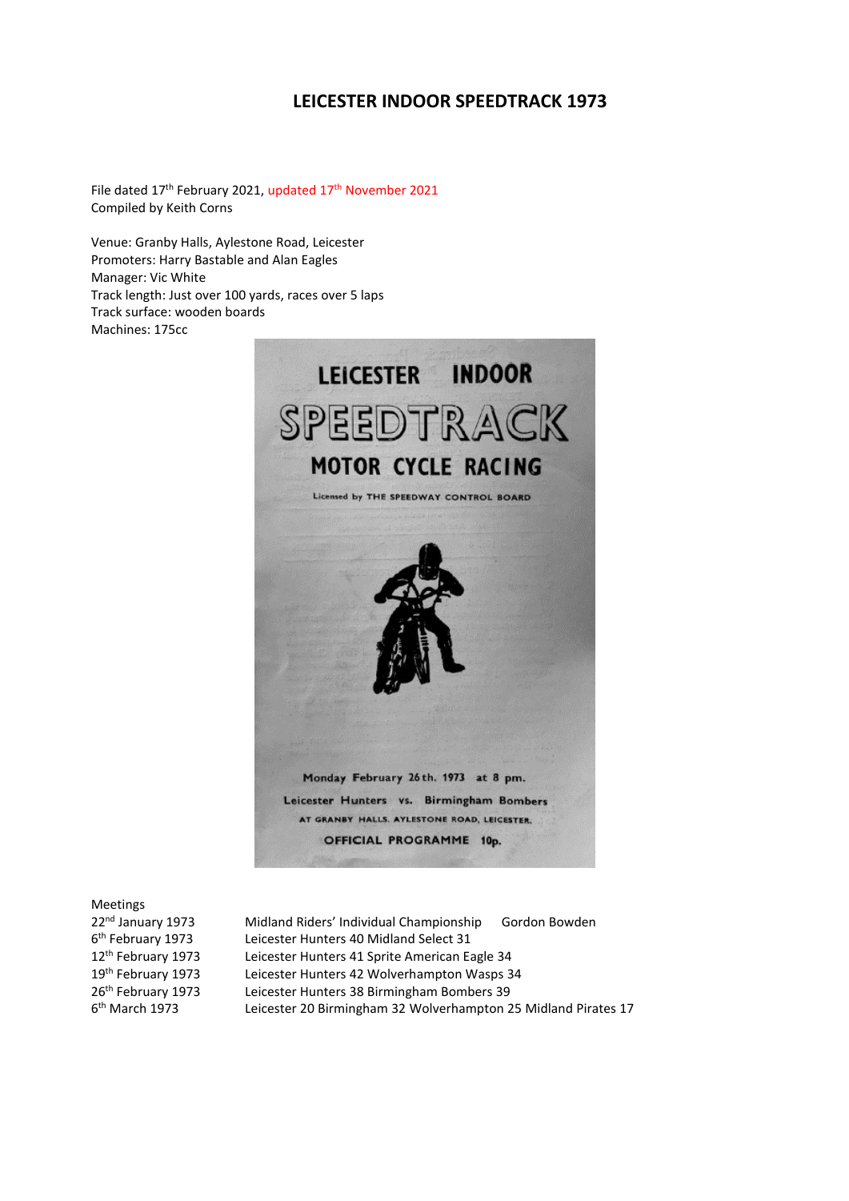# LEICESTER INDOOR SPEEDTRACK 1973

File dated 17th February 2021, updated 17th November 2021
Compiled by Keith Corns

Venue: Granby Halls, Aylestone Road, Leicester
Promoters: Harry Bastable and Alan Eagles
Manager: Vic White
Track length: Just over 100 yards, races over 5 laps
Track surface: wooden boards
Machines: 175cc

LEICESTER INDOOR
SPEEDTRACK
MOTOR CYCLE RACING
Licensed by THE SPEEDWAY CONTROL BOARD

Monday February 26th. 1973 at 8 pm.
Leicester Hunters vs. Birmingham Bombers
AT GRANBY HALLS. AYLESTONE ROAD, LEICESTER.
OFFICIAL PROGRAMME 10p.

Meetings

| | | |
|---|---|---|
| 22nd January 1973 | Midland Riders' Individual Championship | Gordon Bowden |
| 6th February 1973 | Leicester Hunters 40 Midland Select 31 | |
| 12th February 1973 | Leicester Hunters 41 Sprite American Eagle 34 | |
| 19th February 1973 | Leicester Hunters 42 Wolverhampton Wasps 34 | |
| 26th February 1973 | Leicester Hunters 38 Birmingham Bombers 39 | |
| 6th March 1973 | Leicester 20 Birmingham 32 Wolverhampton 25 Midland Pirates 17 | |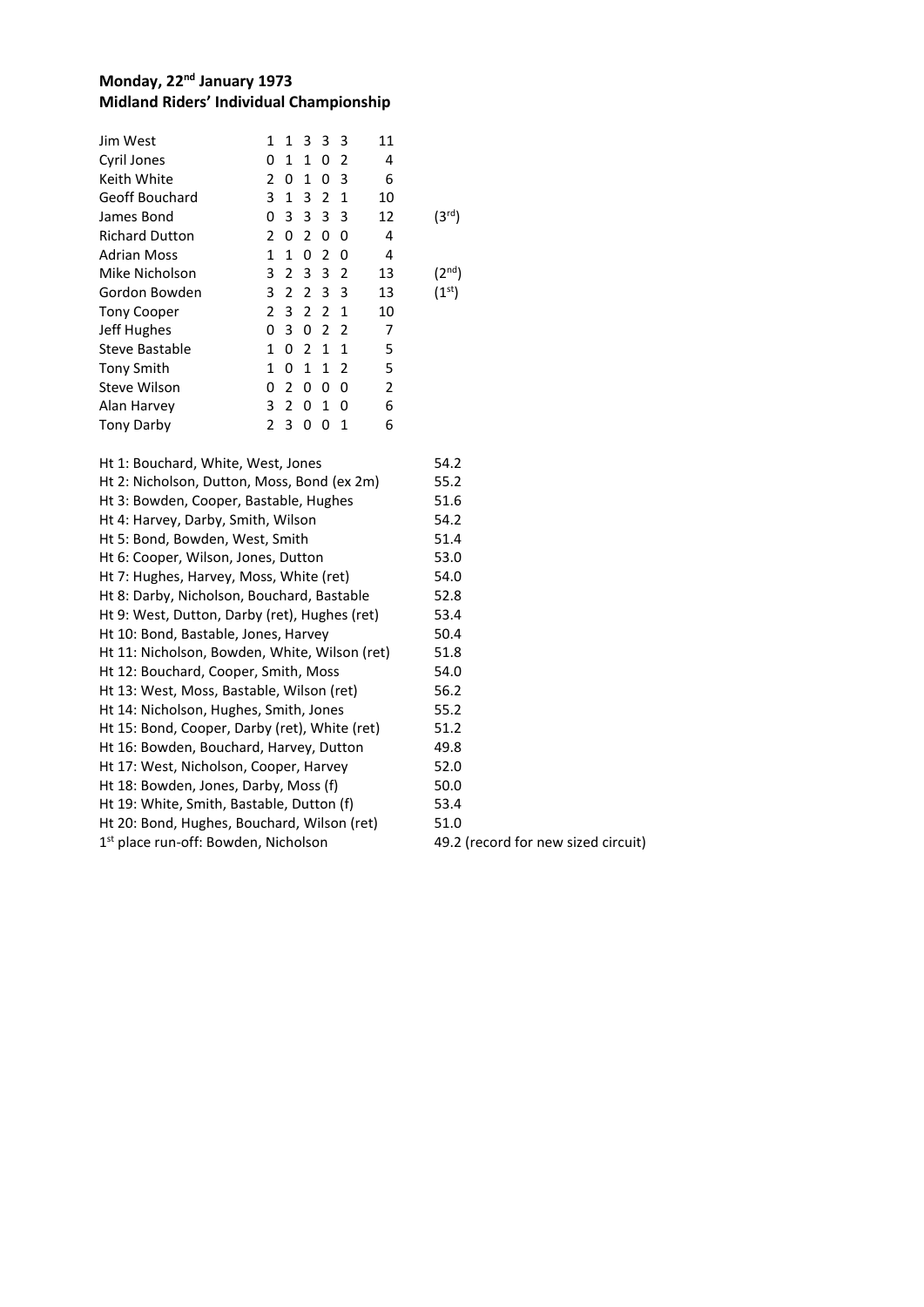**Monday, 22nd January 1973**
**Midland Riders' Individual Championship**

| Rider | | | | | | Total | |
|---|---|---|---|---|---|---|---|
| Jim West | 1 | 1 | 3 | 3 | 3 | 11 | |
| Cyril Jones | 0 | 1 | 1 | 0 | 2 | 4 | |
| Keith White | 2 | 0 | 1 | 0 | 3 | 6 | |
| Geoff Bouchard | 3 | 1 | 3 | 2 | 1 | 10 | |
| James Bond | 0 | 3 | 3 | 3 | 3 | 12 | (3rd) |
| Richard Dutton | 2 | 0 | 2 | 0 | 0 | 4 | |
| Adrian Moss | 1 | 1 | 0 | 2 | 0 | 4 | |
| Mike Nicholson | 3 | 2 | 3 | 3 | 2 | 13 | (2nd) |
| Gordon Bowden | 3 | 2 | 2 | 3 | 3 | 13 | (1st) |
| Tony Cooper | 2 | 3 | 2 | 2 | 1 | 10 | |
| Jeff Hughes | 0 | 3 | 0 | 2 | 2 | 7 | |
| Steve Bastable | 1 | 0 | 2 | 1 | 1 | 5 | |
| Tony Smith | 1 | 0 | 1 | 1 | 2 | 5 | |
| Steve Wilson | 0 | 2 | 0 | 0 | 0 | 2 | |
| Alan Harvey | 3 | 2 | 0 | 1 | 0 | 6 | |
| Tony Darby | 2 | 3 | 0 | 0 | 1 | 6 | |

| Heat | Time |
|---|---|
| Ht 1: Bouchard, White, West, Jones | 54.2 |
| Ht 2: Nicholson, Dutton, Moss, Bond (ex 2m) | 55.2 |
| Ht 3: Bowden, Cooper, Bastable, Hughes | 51.6 |
| Ht 4: Harvey, Darby, Smith, Wilson | 54.2 |
| Ht 5: Bond, Bowden, West, Smith | 51.4 |
| Ht 6: Cooper, Wilson, Jones, Dutton | 53.0 |
| Ht 7: Hughes, Harvey, Moss, White (ret) | 54.0 |
| Ht 8: Darby, Nicholson, Bouchard, Bastable | 52.8 |
| Ht 9: West, Dutton, Darby (ret), Hughes (ret) | 53.4 |
| Ht 10: Bond, Bastable, Jones, Harvey | 50.4 |
| Ht 11: Nicholson, Bowden, White, Wilson (ret) | 51.8 |
| Ht 12: Bouchard, Cooper, Smith, Moss | 54.0 |
| Ht 13: West, Moss, Bastable, Wilson (ret) | 56.2 |
| Ht 14: Nicholson, Hughes, Smith, Jones | 55.2 |
| Ht 15: Bond, Cooper, Darby (ret), White (ret) | 51.2 |
| Ht 16: Bowden, Bouchard, Harvey, Dutton | 49.8 |
| Ht 17: West, Nicholson, Cooper, Harvey | 52.0 |
| Ht 18: Bowden, Jones, Darby, Moss (f) | 50.0 |
| Ht 19: White, Smith, Bastable, Dutton (f) | 53.4 |
| Ht 20: Bond, Hughes, Bouchard, Wilson (ret) | 51.0 |
| 1st place run-off: Bowden, Nicholson | 49.2 (record for new sized circuit) |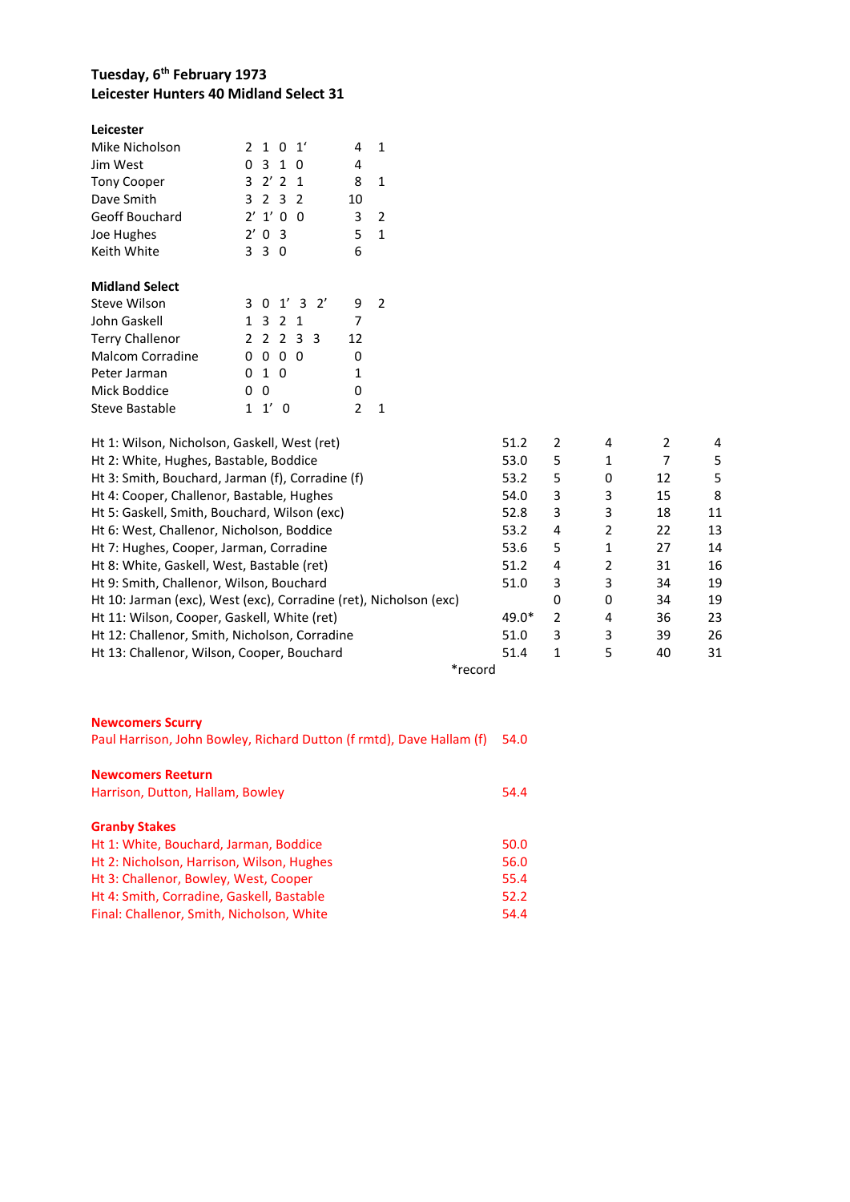**Tuesday, 6th February 1973**
**Leicester Hunters 40 Midland Select 31**

**Leicester**

| | | | |
|---|---|---|---|
| Mike Nicholson | 2 1 0 1' | 4 | 1 |
| Jim West | 0 3 1 0 | 4 | |
| Tony Cooper | 3 2' 2 1 | 8 | 1 |
| Dave Smith | 3 2 3 2 | 10 | |
| Geoff Bouchard | 2' 1' 0 0 | 3 | 2 |
| Joe Hughes | 2' 0 3 | 5 | 1 |
| Keith White | 3 3 0 | 6 | |

**Midland Select**

| | | | |
|---|---|---|---|
| Steve Wilson | 3 0 1' 3 2' | 9 | 2 |
| John Gaskell | 1 3 2 1 | 7 | |
| Terry Challenor | 2 2 2 3 3 | 12 | |
| Malcom Corradine | 0 0 0 0 | 0 | |
| Peter Jarman | 0 1 0 | 1 | |
| Mick Boddice | 0 0 | 0 | |
| Steve Bastable | 1 1' 0 | 2 | 1 |

| | | | | | |
|---|---|---|---|---|---|
| Ht 1: Wilson, Nicholson, Gaskell, West (ret) | 51.2 | 2 | 4 | 2 | 4 |
| Ht 2: White, Hughes, Bastable, Boddice | 53.0 | 5 | 1 | 7 | 5 |
| Ht 3: Smith, Bouchard, Jarman (f), Corradine (f) | 53.2 | 5 | 0 | 12 | 5 |
| Ht 4: Cooper, Challenor, Bastable, Hughes | 54.0 | 3 | 3 | 15 | 8 |
| Ht 5: Gaskell, Smith, Bouchard, Wilson (exc) | 52.8 | 3 | 3 | 18 | 11 |
| Ht 6: West, Challenor, Nicholson, Boddice | 53.2 | 4 | 2 | 22 | 13 |
| Ht 7: Hughes, Cooper, Jarman, Corradine | 53.6 | 5 | 1 | 27 | 14 |
| Ht 8: White, Gaskell, West, Bastable (ret) | 51.2 | 4 | 2 | 31 | 16 |
| Ht 9: Smith, Challenor, Wilson, Bouchard | 51.0 | 3 | 3 | 34 | 19 |
| Ht 10: Jarman (exc), West (exc), Corradine (ret), Nicholson (exc) | | 0 | 0 | 34 | 19 |
| Ht 11: Wilson, Cooper, Gaskell, White (ret) | 49.0* | 2 | 4 | 36 | 23 |
| Ht 12: Challenor, Smith, Nicholson, Corradine | 51.0 | 3 | 3 | 39 | 26 |
| Ht 13: Challenor, Wilson, Cooper, Bouchard | 51.4 | 1 | 5 | 40 | 31 |

*record

**Newcomers Scurry**
Paul Harrison, John Bowley, Richard Dutton (f rmtd), Dave Hallam (f) 54.0

**Newcomers Reeturn**
Harrison, Dutton, Hallam, Bowley 54.4

**Granby Stakes**

| | |
|---|---|
| Ht 1: White, Bouchard, Jarman, Boddice | 50.0 |
| Ht 2: Nicholson, Harrison, Wilson, Hughes | 56.0 |
| Ht 3: Challenor, Bowley, West, Cooper | 55.4 |
| Ht 4: Smith, Corradine, Gaskell, Bastable | 52.2 |
| Final: Challenor, Smith, Nicholson, White | 54.4 |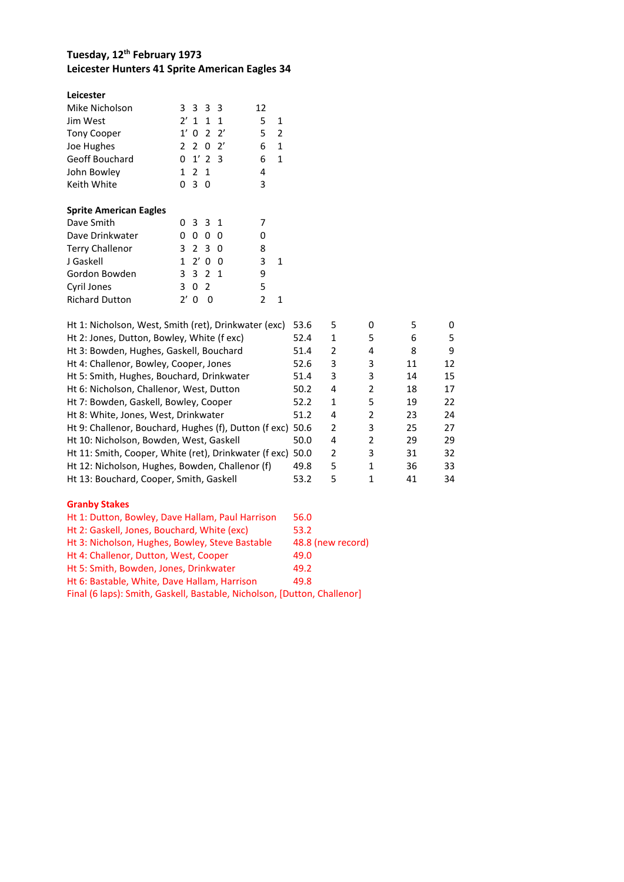**Tuesday, 12th February 1973**
**Leicester Hunters 41 Sprite American Eagles 34**

**Leicester**

| Rider | Rides | Pts | BP |
|---|---|---|---|
| Mike Nicholson | 3 3 3 3 | 12 | |
| Jim West | 2' 1 1 1 | 5 | 1 |
| Tony Cooper | 1' 0 2 2' | 5 | 2 |
| Joe Hughes | 2 2 0 2' | 6 | 1 |
| Geoff Bouchard | 0 1' 2 3 | 6 | 1 |
| John Bowley | 1 2 1 | 4 | |
| Keith White | 0 3 0 | 3 | |

**Sprite American Eagles**

| Rider | Rides | Pts | BP |
|---|---|---|---|
| Dave Smith | 0 3 3 1 | 7 | |
| Dave Drinkwater | 0 0 0 0 | 0 | |
| Terry Challenor | 3 2 3 0 | 8 | |
| J Gaskell | 1 2' 0 0 | 3 | 1 |
| Gordon Bowden | 3 3 2 1 | 9 | |
| Cyril Jones | 3 0 2 | 5 | |
| Richard Dutton | 2' 0 0 | 2 | 1 |

| Heat | Time | | | | |
|---|---|---|---|---|---|
| Ht 1: Nicholson, West, Smith (ret), Drinkwater (exc) | 53.6 | 5 | 0 | 5 | 0 |
| Ht 2: Jones, Dutton, Bowley, White (f exc) | 52.4 | 1 | 5 | 6 | 5 |
| Ht 3: Bowden, Hughes, Gaskell, Bouchard | 51.4 | 2 | 4 | 8 | 9 |
| Ht 4: Challenor, Bowley, Cooper, Jones | 52.6 | 3 | 3 | 11 | 12 |
| Ht 5: Smith, Hughes, Bouchard, Drinkwater | 51.4 | 3 | 3 | 14 | 15 |
| Ht 6: Nicholson, Challenor, West, Dutton | 50.2 | 4 | 2 | 18 | 17 |
| Ht 7: Bowden, Gaskell, Bowley, Cooper | 52.2 | 1 | 5 | 19 | 22 |
| Ht 8: White, Jones, West, Drinkwater | 51.2 | 4 | 2 | 23 | 24 |
| Ht 9: Challenor, Bouchard, Hughes (f), Dutton (f exc) | 50.6 | 2 | 3 | 25 | 27 |
| Ht 10: Nicholson, Bowden, West, Gaskell | 50.0 | 4 | 2 | 29 | 29 |
| Ht 11: Smith, Cooper, White (ret), Drinkwater (f exc) | 50.0 | 2 | 3 | 31 | 32 |
| Ht 12: Nicholson, Hughes, Bowden, Challenor (f) | 49.8 | 5 | 1 | 36 | 33 |
| Ht 13: Bouchard, Cooper, Smith, Gaskell | 53.2 | 5 | 1 | 41 | 34 |

**Granby Stakes**

| Heat | Time |
|---|---|
| Ht 1: Dutton, Bowley, Dave Hallam, Paul Harrison | 56.0 |
| Ht 2: Gaskell, Jones, Bouchard, White (exc) | 53.2 |
| Ht 3: Nicholson, Hughes, Bowley, Steve Bastable | 48.8 (new record) |
| Ht 4: Challenor, Dutton, West, Cooper | 49.0 |
| Ht 5: Smith, Bowden, Jones, Drinkwater | 49.2 |
| Ht 6: Bastable, White, Dave Hallam, Harrison | 49.8 |

Final (6 laps): Smith, Gaskell, Bastable, Nicholson, [Dutton, Challenor]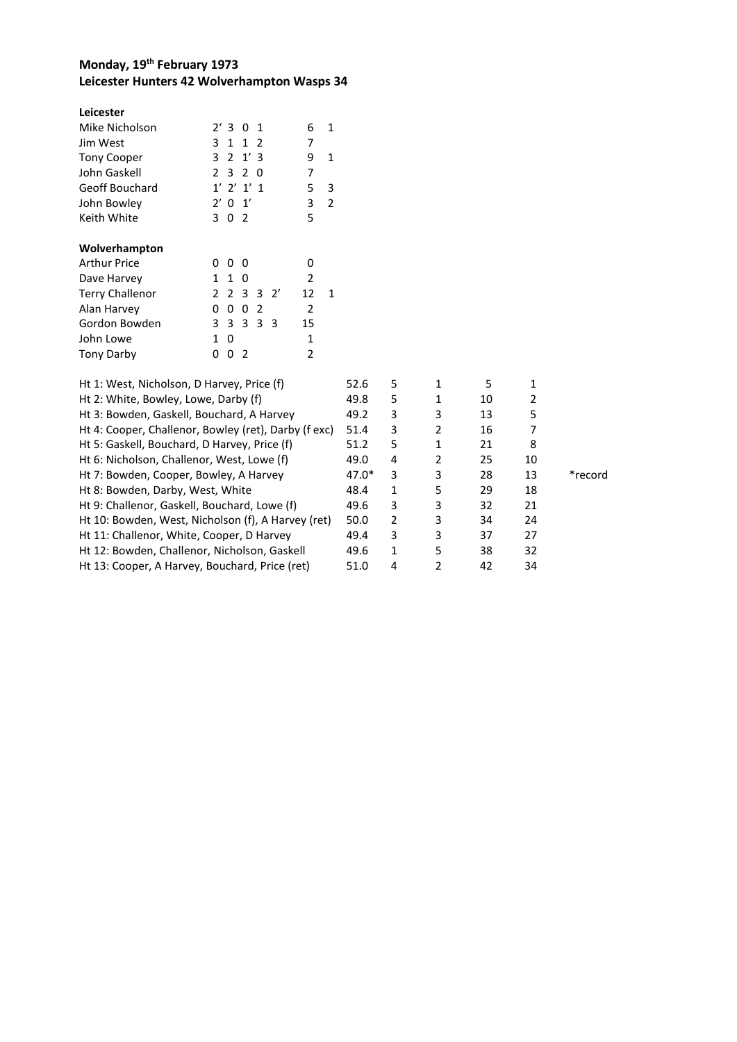**Monday, 19th February 1973**
**Leicester Hunters 42 Wolverhampton Wasps 34**

**Leicester**

| | | | |
|---|---|---|---|
| Mike Nicholson | 2' 3 0 1 | 6 | 1 |
| Jim West | 3 1 1 2 | 7 | |
| Tony Cooper | 3 2 1' 3 | 9 | 1 |
| John Gaskell | 2 3 2 0 | 7 | |
| Geoff Bouchard | 1' 2' 1' 1 | 5 | 3 |
| John Bowley | 2' 0 1' | 3 | 2 |
| Keith White | 3 0 2 | 5 | |

**Wolverhampton**

| | | | |
|---|---|---|---|
| Arthur Price | 0 0 0 | 0 | |
| Dave Harvey | 1 1 0 | 2 | |
| Terry Challenor | 2 2 3 3 2' | 12 | 1 |
| Alan Harvey | 0 0 0 2 | 2 | |
| Gordon Bowden | 3 3 3 3 3 | 15 | |
| John Lowe | 1 0 | 1 | |
| Tony Darby | 0 0 2 | 2 | |

| | | | | | | |
|---|---|---|---|---|---|---|
| Ht 1: West, Nicholson, D Harvey, Price (f) | 52.6 | 5 | 1 | 5 | 1 | |
| Ht 2: White, Bowley, Lowe, Darby (f) | 49.8 | 5 | 1 | 10 | 2 | |
| Ht 3: Bowden, Gaskell, Bouchard, A Harvey | 49.2 | 3 | 3 | 13 | 5 | |
| Ht 4: Cooper, Challenor, Bowley (ret), Darby (f exc) | 51.4 | 3 | 2 | 16 | 7 | |
| Ht 5: Gaskell, Bouchard, D Harvey, Price (f) | 51.2 | 5 | 1 | 21 | 8 | |
| Ht 6: Nicholson, Challenor, West, Lowe (f) | 49.0 | 4 | 2 | 25 | 10 | |
| Ht 7: Bowden, Cooper, Bowley, A Harvey | 47.0* | 3 | 3 | 28 | 13 | *record |
| Ht 8: Bowden, Darby, West, White | 48.4 | 1 | 5 | 29 | 18 | |
| Ht 9: Challenor, Gaskell, Bouchard, Lowe (f) | 49.6 | 3 | 3 | 32 | 21 | |
| Ht 10: Bowden, West, Nicholson (f), A Harvey (ret) | 50.0 | 2 | 3 | 34 | 24 | |
| Ht 11: Challenor, White, Cooper, D Harvey | 49.4 | 3 | 3 | 37 | 27 | |
| Ht 12: Bowden, Challenor, Nicholson, Gaskell | 49.6 | 1 | 5 | 38 | 32 | |
| Ht 13: Cooper, A Harvey, Bouchard, Price (ret) | 51.0 | 4 | 2 | 42 | 34 | |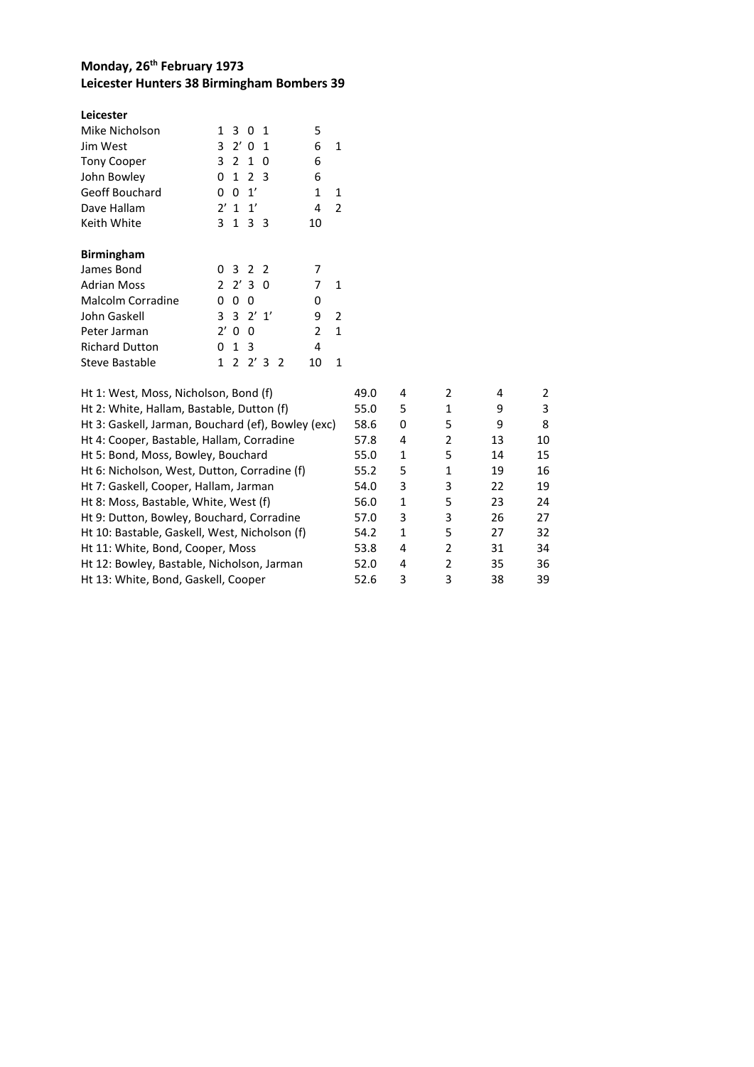**Monday, 26th February 1973**
**Leicester Hunters 38 Birmingham Bombers 39**

**Leicester**

| | | | |
|---|---|---|---|
| Mike Nicholson | 1 3 0 1 | 5 | |
| Jim West | 3 2' 0 1 | 6 | 1 |
| Tony Cooper | 3 2 1 0 | 6 | |
| John Bowley | 0 1 2 3 | 6 | |
| Geoff Bouchard | 0 0 1' | 1 | 1 |
| Dave Hallam | 2' 1 1' | 4 | 2 |
| Keith White | 3 1 3 3 | 10 | |

**Birmingham**

| | | | |
|---|---|---|---|
| James Bond | 0 3 2 2 | 7 | |
| Adrian Moss | 2 2' 3 0 | 7 | 1 |
| Malcolm Corradine | 0 0 0 | 0 | |
| John Gaskell | 3 3 2' 1' | 9 | 2 |
| Peter Jarman | 2' 0 0 | 2 | 1 |
| Richard Dutton | 0 1 3 | 4 | |
| Steve Bastable | 1 2 2' 3 2 | 10 | 1 |

| | | | | | |
|---|---|---|---|---|---|
| Ht 1: West, Moss, Nicholson, Bond (f) | 49.0 | 4 | 2 | 4 | 2 |
| Ht 2: White, Hallam, Bastable, Dutton (f) | 55.0 | 5 | 1 | 9 | 3 |
| Ht 3: Gaskell, Jarman, Bouchard (ef), Bowley (exc) | 58.6 | 0 | 5 | 9 | 8 |
| Ht 4: Cooper, Bastable, Hallam, Corradine | 57.8 | 4 | 2 | 13 | 10 |
| Ht 5: Bond, Moss, Bowley, Bouchard | 55.0 | 1 | 5 | 14 | 15 |
| Ht 6: Nicholson, West, Dutton, Corradine (f) | 55.2 | 5 | 1 | 19 | 16 |
| Ht 7: Gaskell, Cooper, Hallam, Jarman | 54.0 | 3 | 3 | 22 | 19 |
| Ht 8: Moss, Bastable, White, West (f) | 56.0 | 1 | 5 | 23 | 24 |
| Ht 9: Dutton, Bowley, Bouchard, Corradine | 57.0 | 3 | 3 | 26 | 27 |
| Ht 10: Bastable, Gaskell, West, Nicholson (f) | 54.2 | 1 | 5 | 27 | 32 |
| Ht 11: White, Bond, Cooper, Moss | 53.8 | 4 | 2 | 31 | 34 |
| Ht 12: Bowley, Bastable, Nicholson, Jarman | 52.0 | 4 | 2 | 35 | 36 |
| Ht 13: White, Bond, Gaskell, Cooper | 52.6 | 3 | 3 | 38 | 39 |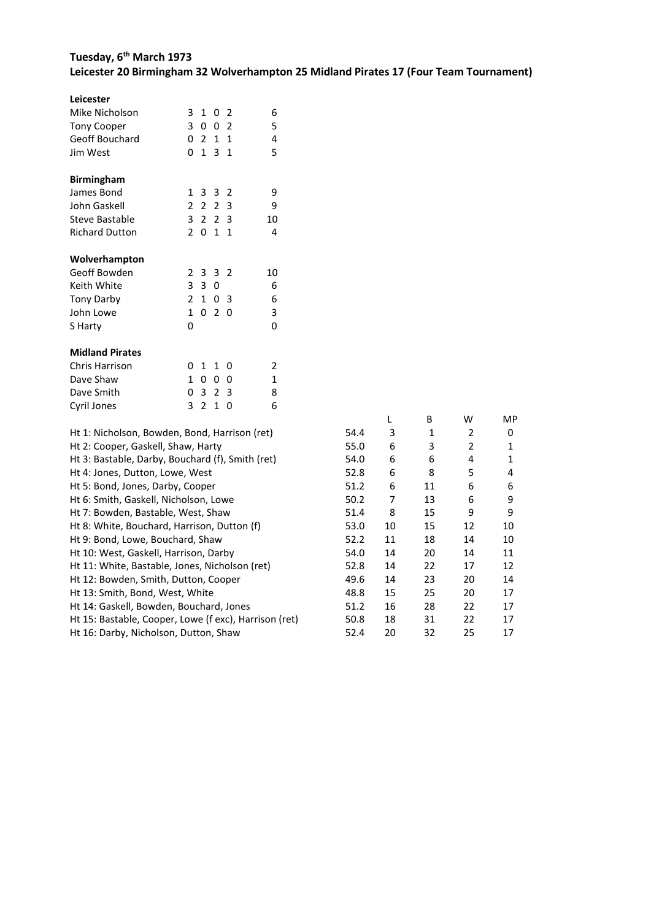**Tuesday, 6th March 1973**

**Leicester 20 Birmingham 32 Wolverhampton 25 Midland Pirates 17 (Four Team Tournament)**

**Leicester**

| | | | | | |
|---|---|---|---|---|---|
| Mike Nicholson | 3 | 1 | 0 | 2 | 6 |
| Tony Cooper | 3 | 0 | 0 | 2 | 5 |
| Geoff Bouchard | 0 | 2 | 1 | 1 | 4 |
| Jim West | 0 | 1 | 3 | 1 | 5 |

**Birmingham**

| | | | | | |
|---|---|---|---|---|---|
| James Bond | 1 | 3 | 3 | 2 | 9 |
| John Gaskell | 2 | 2 | 2 | 3 | 9 |
| Steve Bastable | 3 | 2 | 2 | 3 | 10 |
| Richard Dutton | 2 | 0 | 1 | 1 | 4 |

**Wolverhampton**

| | | | | | |
|---|---|---|---|---|---|
| Geoff Bowden | 2 | 3 | 3 | 2 | 10 |
| Keith White | 3 | 3 | 0 | | 6 |
| Tony Darby | 2 | 1 | 0 | 3 | 6 |
| John Lowe | 1 | 0 | 2 | 0 | 3 |
| S Harty | 0 | | | | 0 |

**Midland Pirates**

| | | | | | |
|---|---|---|---|---|---|
| Chris Harrison | 0 | 1 | 1 | 0 | 2 |
| Dave Shaw | 1 | 0 | 0 | 0 | 1 |
| Dave Smith | 0 | 3 | 2 | 3 | 8 |
| Cyril Jones | 3 | 2 | 1 | 0 | 6 |

| | | L | B | W | MP |
|---|---|---|---|---|---|
| Ht 1: Nicholson, Bowden, Bond, Harrison (ret) | 54.4 | 3 | 1 | 2 | 0 |
| Ht 2: Cooper, Gaskell, Shaw, Harty | 55.0 | 6 | 3 | 2 | 1 |
| Ht 3: Bastable, Darby, Bouchard (f), Smith (ret) | 54.0 | 6 | 6 | 4 | 1 |
| Ht 4: Jones, Dutton, Lowe, West | 52.8 | 6 | 8 | 5 | 4 |
| Ht 5: Bond, Jones, Darby, Cooper | 51.2 | 6 | 11 | 6 | 6 |
| Ht 6: Smith, Gaskell, Nicholson, Lowe | 50.2 | 7 | 13 | 6 | 9 |
| Ht 7: Bowden, Bastable, West, Shaw | 51.4 | 8 | 15 | 9 | 9 |
| Ht 8: White, Bouchard, Harrison, Dutton (f) | 53.0 | 10 | 15 | 12 | 10 |
| Ht 9: Bond, Lowe, Bouchard, Shaw | 52.2 | 11 | 18 | 14 | 10 |
| Ht 10: West, Gaskell, Harrison, Darby | 54.0 | 14 | 20 | 14 | 11 |
| Ht 11: White, Bastable, Jones, Nicholson (ret) | 52.8 | 14 | 22 | 17 | 12 |
| Ht 12: Bowden, Smith, Dutton, Cooper | 49.6 | 14 | 23 | 20 | 14 |
| Ht 13: Smith, Bond, West, White | 48.8 | 15 | 25 | 20 | 17 |
| Ht 14: Gaskell, Bowden, Bouchard, Jones | 51.2 | 16 | 28 | 22 | 17 |
| Ht 15: Bastable, Cooper, Lowe (f exc), Harrison (ret) | 50.8 | 18 | 31 | 22 | 17 |
| Ht 16: Darby, Nicholson, Dutton, Shaw | 52.4 | 20 | 32 | 25 | 17 |